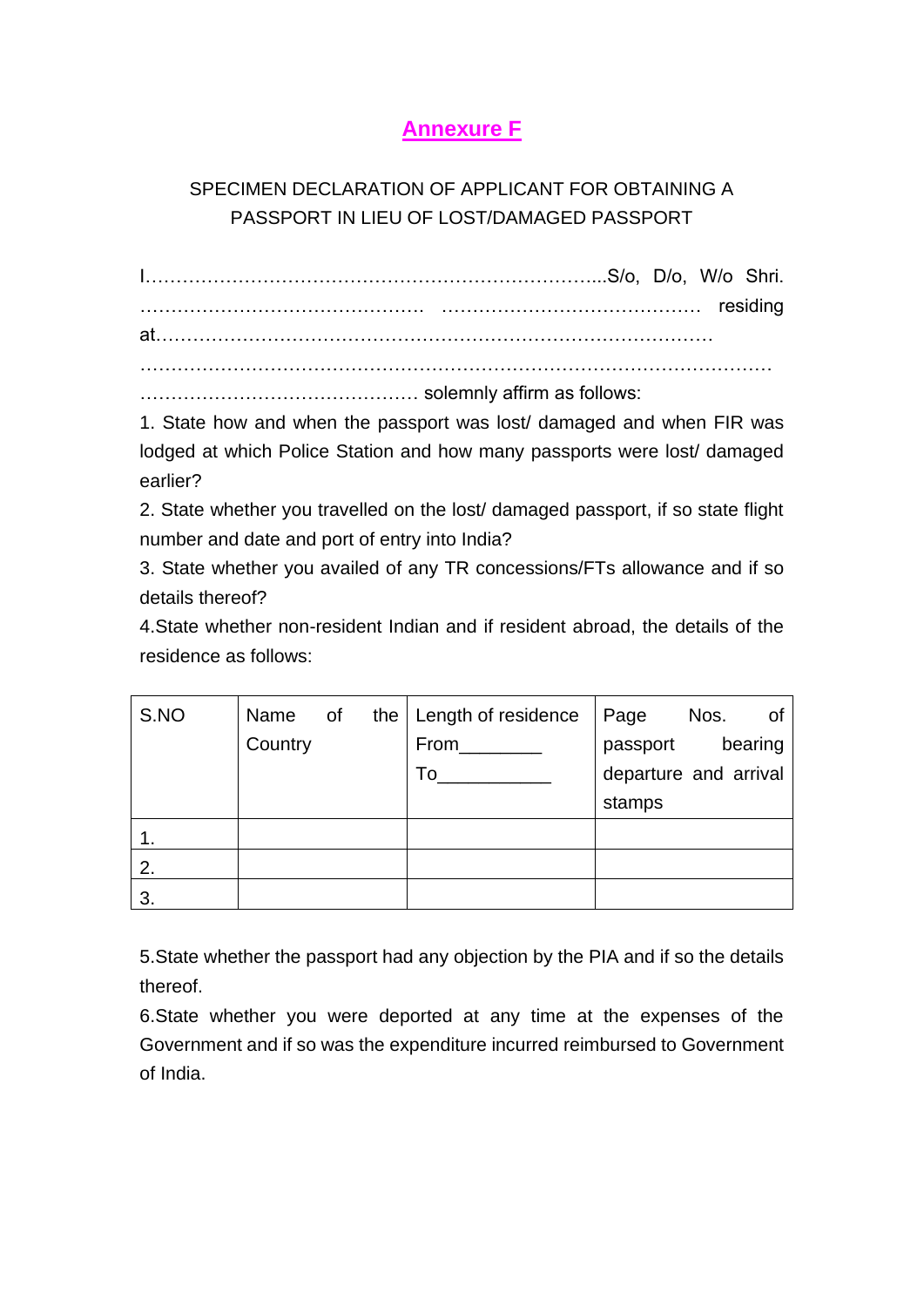# Annexure F

SPECIMEN DECLARATION OF APPLICANT FOR OBTAINING A PASSPORT IN LIEU OF LOST/DAMAGED PASSPORT

I…………………………………………………………………...S/o, D/o, W/o Shri. ………………………………………. …………………………………… residing at………………………………………………………………………………

…………………………………………………………………………………………

……………………………………… solemnly affirm as follows:

1. State how and when the passport was lost/ damaged and when FIR was lodged at which Police Station and how many passports were lost/ damaged earlier?

2. State whether you travelled on the lost/ damaged passport, if so state flight number and date and port of entry into India?

3. State whether you availed of any TR concessions/FTs allowance and if so details thereof?

4.State whether non-resident Indian and if resident abroad, the details of the residence as follows:

| S.NO | Name of the Country | Length of residence From________ To___________ | Page Nos. of passport bearing departure and arrival stamps |
|---|---|---|---|
| 1. | | | |
| 2. | | | |
| 3. | | | |

5.State whether the passport had any objection by the PIA and if so the details thereof.

6.State whether you were deported at any time at the expenses of the Government and if so was the expenditure incurred reimbursed to Government of India.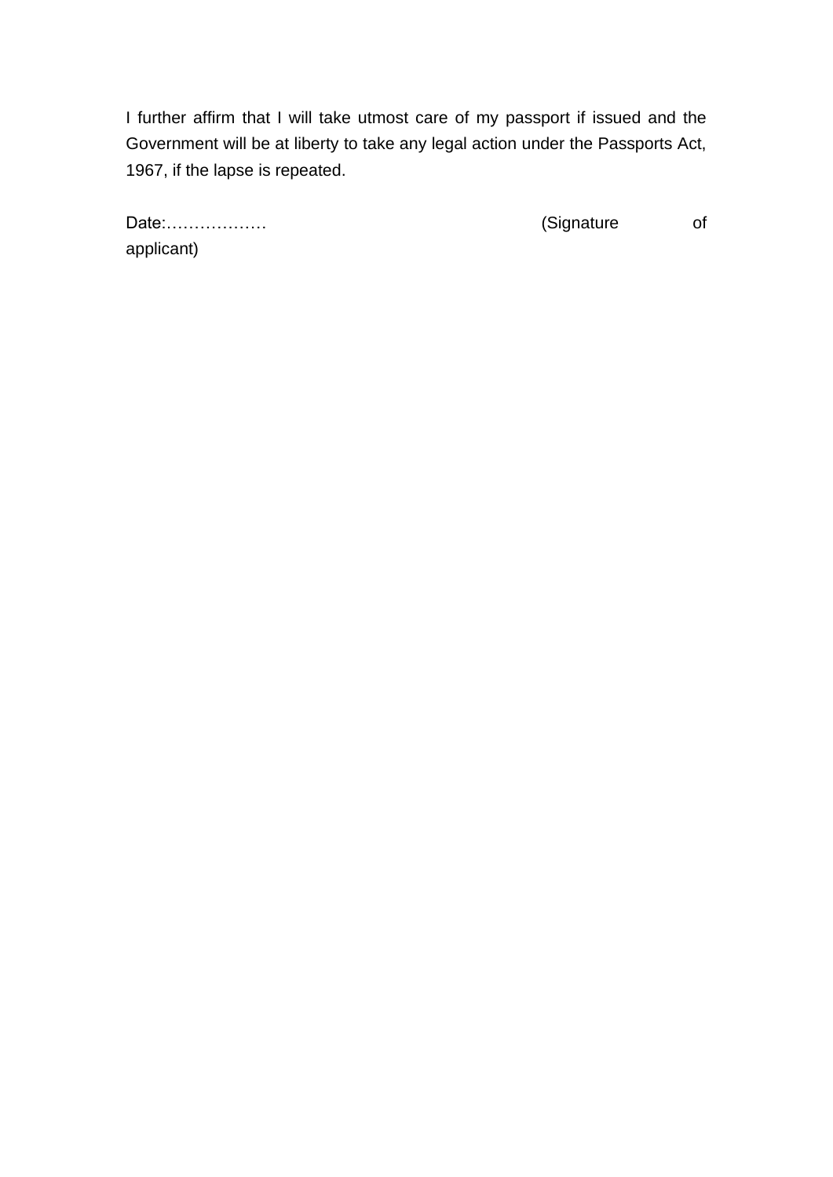I further affirm that I will take utmost care of my passport if issued and the Government will be at liberty to take any legal action under the Passports Act, 1967, if the lapse is repeated.

Date:……………… (Signature of applicant)